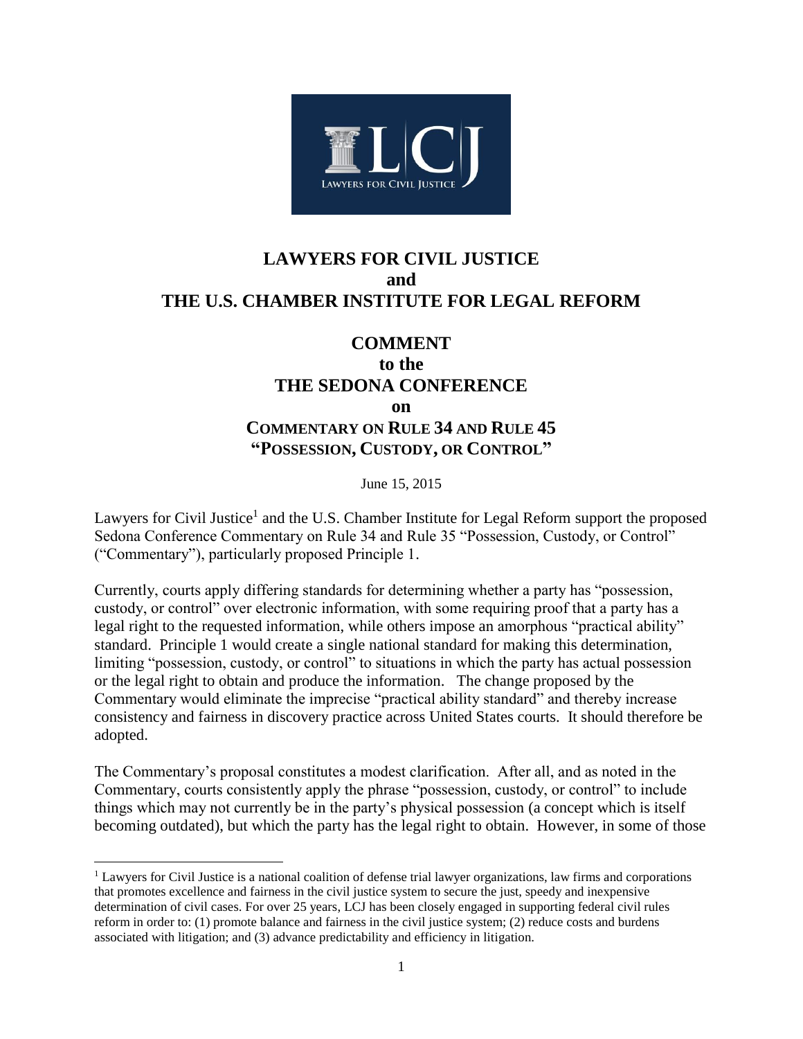# LAWYERS FOR CIVIL JUSTICE
## and
# THE U.S. CHAMBER INSTITUTE FOR LEGAL REFORM

## COMMENT
## to the
## THE SEDONA CONFERENCE
## on
## COMMENTARY ON RULE 34 AND RULE 45 "POSSESSION, CUSTODY, OR CONTROL"

June 15, 2015

Lawyers for Civil Justice[1] and the U.S. Chamber Institute for Legal Reform support the proposed Sedona Conference Commentary on Rule 34 and Rule 35 "Possession, Custody, or Control" ("Commentary"), particularly proposed Principle 1.

Currently, courts apply differing standards for determining whether a party has "possession, custody, or control" over electronic information, with some requiring proof that a party has a legal right to the requested information, while others impose an amorphous "practical ability" standard. Principle 1 would create a single national standard for making this determination, limiting "possession, custody, or control" to situations in which the party has actual possession or the legal right to obtain and produce the information. The change proposed by the Commentary would eliminate the imprecise "practical ability standard" and thereby increase consistency and fairness in discovery practice across United States courts. It should therefore be adopted.

The Commentary's proposal constitutes a modest clarification. After all, and as noted in the Commentary, courts consistently apply the phrase "possession, custody, or control" to include things which may not currently be in the party's physical possession (a concept which is itself becoming outdated), but which the party has the legal right to obtain. However, in some of those

---

[1] Lawyers for Civil Justice is a national coalition of defense trial lawyer organizations, law firms and corporations that promotes excellence and fairness in the civil justice system to secure the just, speedy and inexpensive determination of civil cases. For over 25 years, LCJ has been closely engaged in supporting federal civil rules reform in order to: (1) promote balance and fairness in the civil justice system; (2) reduce costs and burdens associated with litigation; and (3) advance predictability and efficiency in litigation.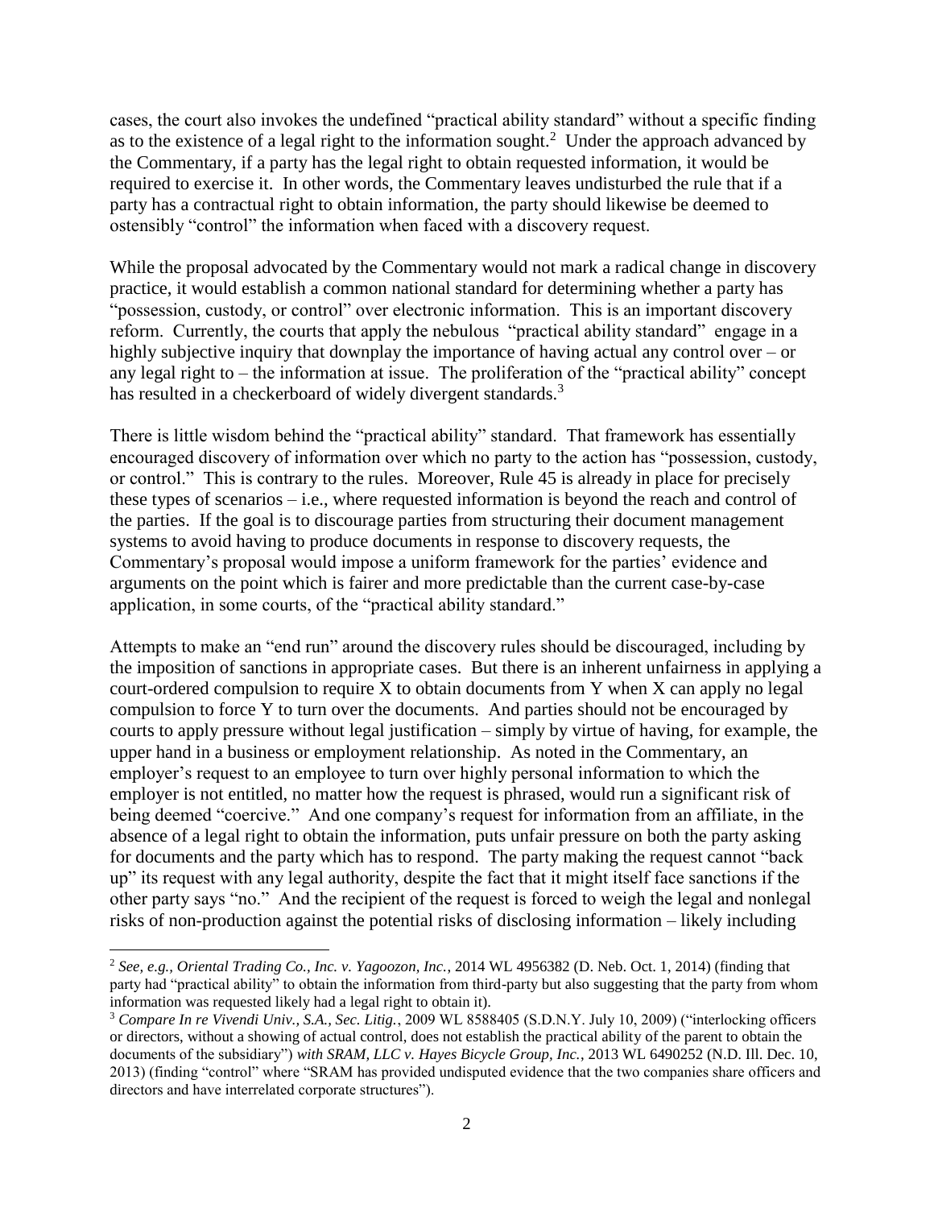cases, the court also invokes the undefined "practical ability standard" without a specific finding as to the existence of a legal right to the information sought.[2] Under the approach advanced by the Commentary, if a party has the legal right to obtain requested information, it would be required to exercise it. In other words, the Commentary leaves undisturbed the rule that if a party has a contractual right to obtain information, the party should likewise be deemed to ostensibly "control" the information when faced with a discovery request.

While the proposal advocated by the Commentary would not mark a radical change in discovery practice, it would establish a common national standard for determining whether a party has "possession, custody, or control" over electronic information. This is an important discovery reform. Currently, the courts that apply the nebulous "practical ability standard" engage in a highly subjective inquiry that downplay the importance of having actual any control over – or any legal right to – the information at issue. The proliferation of the "practical ability" concept has resulted in a checkerboard of widely divergent standards.[3]

There is little wisdom behind the "practical ability" standard. That framework has essentially encouraged discovery of information over which no party to the action has "possession, custody, or control." This is contrary to the rules. Moreover, Rule 45 is already in place for precisely these types of scenarios – i.e., where requested information is beyond the reach and control of the parties. If the goal is to discourage parties from structuring their document management systems to avoid having to produce documents in response to discovery requests, the Commentary's proposal would impose a uniform framework for the parties' evidence and arguments on the point which is fairer and more predictable than the current case-by-case application, in some courts, of the "practical ability standard."

Attempts to make an "end run" around the discovery rules should be discouraged, including by the imposition of sanctions in appropriate cases. But there is an inherent unfairness in applying a court-ordered compulsion to require X to obtain documents from Y when X can apply no legal compulsion to force Y to turn over the documents. And parties should not be encouraged by courts to apply pressure without legal justification – simply by virtue of having, for example, the upper hand in a business or employment relationship. As noted in the Commentary, an employer's request to an employee to turn over highly personal information to which the employer is not entitled, no matter how the request is phrased, would run a significant risk of being deemed "coercive." And one company's request for information from an affiliate, in the absence of a legal right to obtain the information, puts unfair pressure on both the party asking for documents and the party which has to respond. The party making the request cannot "back up" its request with any legal authority, despite the fact that it might itself face sanctions if the other party says "no." And the recipient of the request is forced to weigh the legal and nonlegal risks of non-production against the potential risks of disclosing information – likely including

---

[2] *See, e.g., Oriental Trading Co., Inc. v. Yagoozon, Inc.*, 2014 WL 4956382 (D. Neb. Oct. 1, 2014) (finding that party had "practical ability" to obtain the information from third-party but also suggesting that the party from whom information was requested likely had a legal right to obtain it).

[3] *Compare In re Vivendi Univ., S.A., Sec. Litig.*, 2009 WL 8588405 (S.D.N.Y. July 10, 2009) ("interlocking officers or directors, without a showing of actual control, does not establish the practical ability of the parent to obtain the documents of the subsidiary") *with SRAM, LLC v. Hayes Bicycle Group, Inc.*, 2013 WL 6490252 (N.D. Ill. Dec. 10, 2013) (finding "control" where "SRAM has provided undisputed evidence that the two companies share officers and directors and have interrelated corporate structures").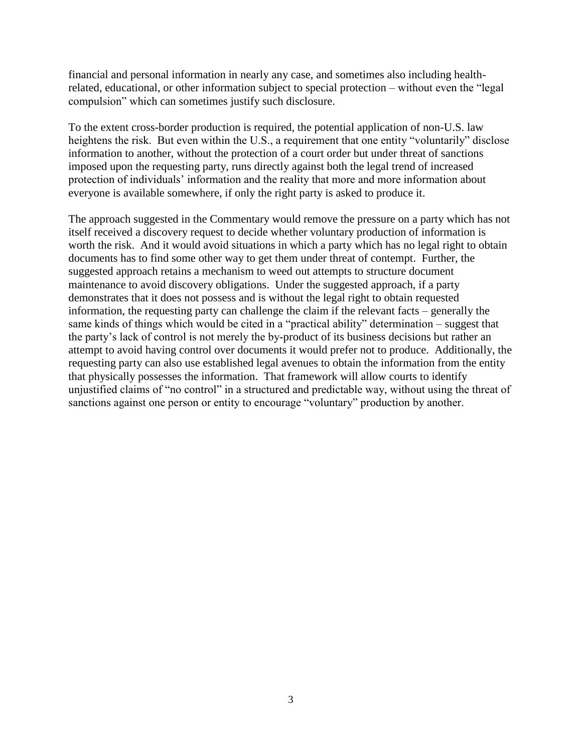financial and personal information in nearly any case, and sometimes also including health-related, educational, or other information subject to special protection – without even the "legal compulsion" which can sometimes justify such disclosure.

To the extent cross-border production is required, the potential application of non-U.S. law heightens the risk. But even within the U.S., a requirement that one entity "voluntarily" disclose information to another, without the protection of a court order but under threat of sanctions imposed upon the requesting party, runs directly against both the legal trend of increased protection of individuals' information and the reality that more and more information about everyone is available somewhere, if only the right party is asked to produce it.

The approach suggested in the Commentary would remove the pressure on a party which has not itself received a discovery request to decide whether voluntary production of information is worth the risk. And it would avoid situations in which a party which has no legal right to obtain documents has to find some other way to get them under threat of contempt. Further, the suggested approach retains a mechanism to weed out attempts to structure document maintenance to avoid discovery obligations. Under the suggested approach, if a party demonstrates that it does not possess and is without the legal right to obtain requested information, the requesting party can challenge the claim if the relevant facts – generally the same kinds of things which would be cited in a "practical ability" determination – suggest that the party's lack of control is not merely the by-product of its business decisions but rather an attempt to avoid having control over documents it would prefer not to produce. Additionally, the requesting party can also use established legal avenues to obtain the information from the entity that physically possesses the information. That framework will allow courts to identify unjustified claims of "no control" in a structured and predictable way, without using the threat of sanctions against one person or entity to encourage "voluntary" production by another.